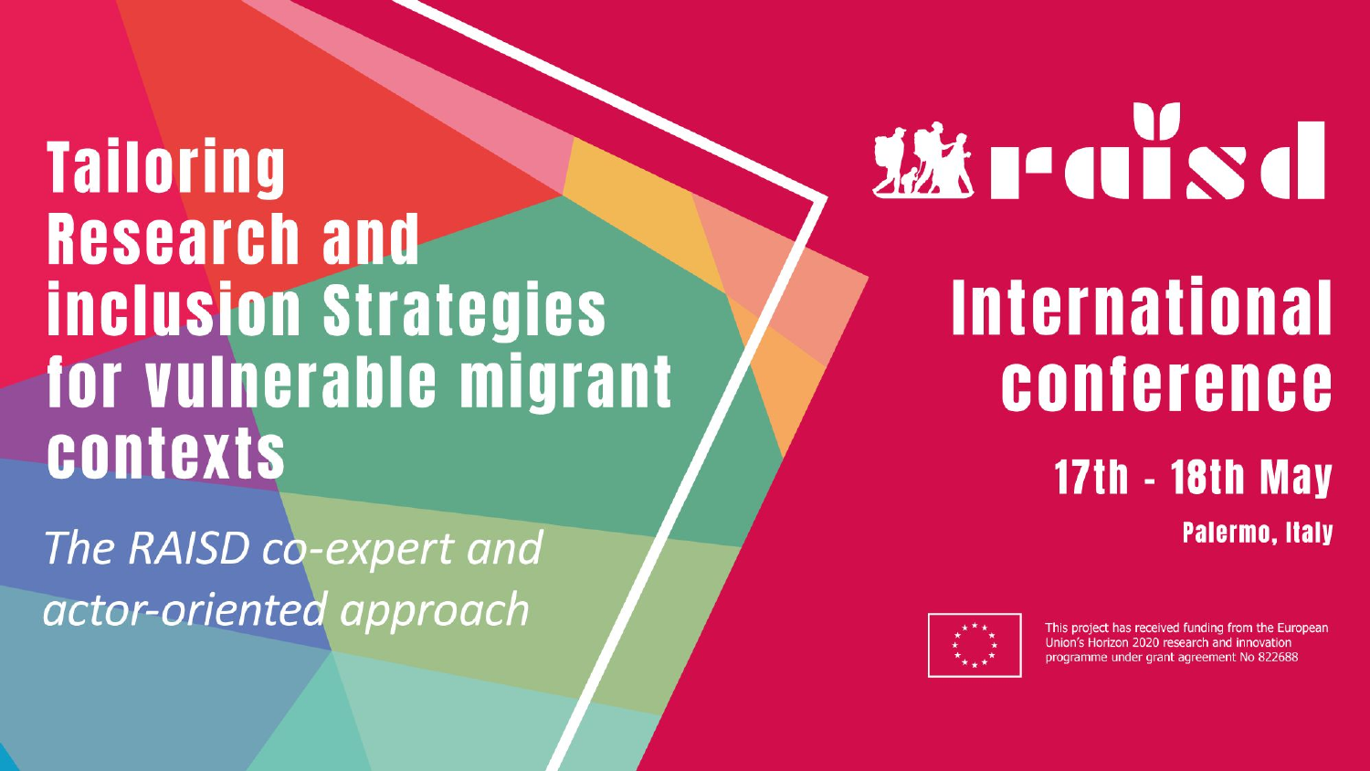# Tailoring Research and inclusion Strategies for vulnerable migrant contexts

*The RAISD co-expert and actor-oriented approach*

raisd

## International conference

**17th - 18th May**

**Palermo, Italy**

This project has received funding from the European Union's Horizon 2020 research and innovation programme under grant agreement No 822688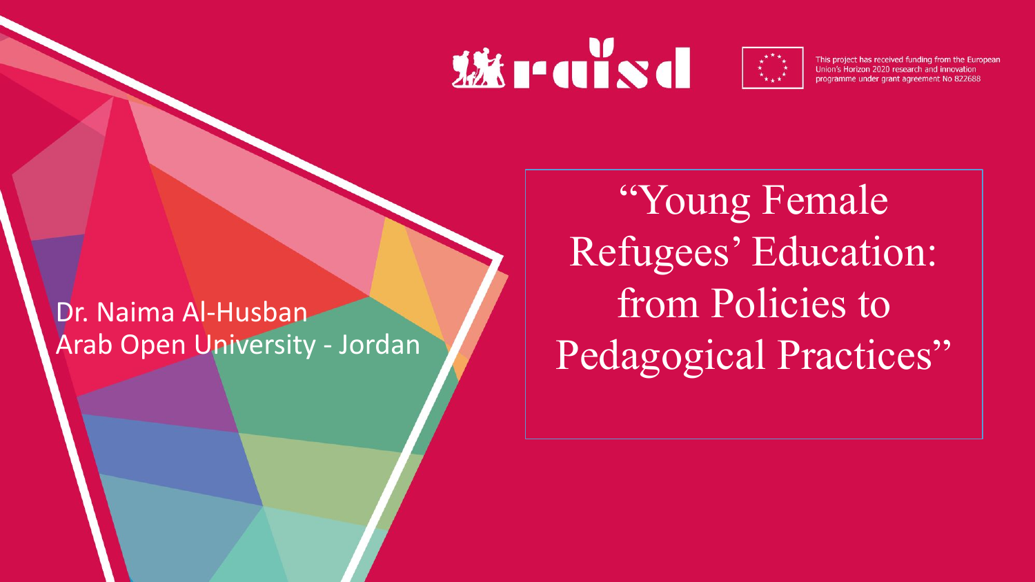This project has received funding from the European Union's Horizon 2020 research and innovation programme under grant agreement No 822688

# "Young Female Refugees' Education: from Policies to Pedagogical Practices"

Dr. Naima Al-Husban
Arab Open University - Jordan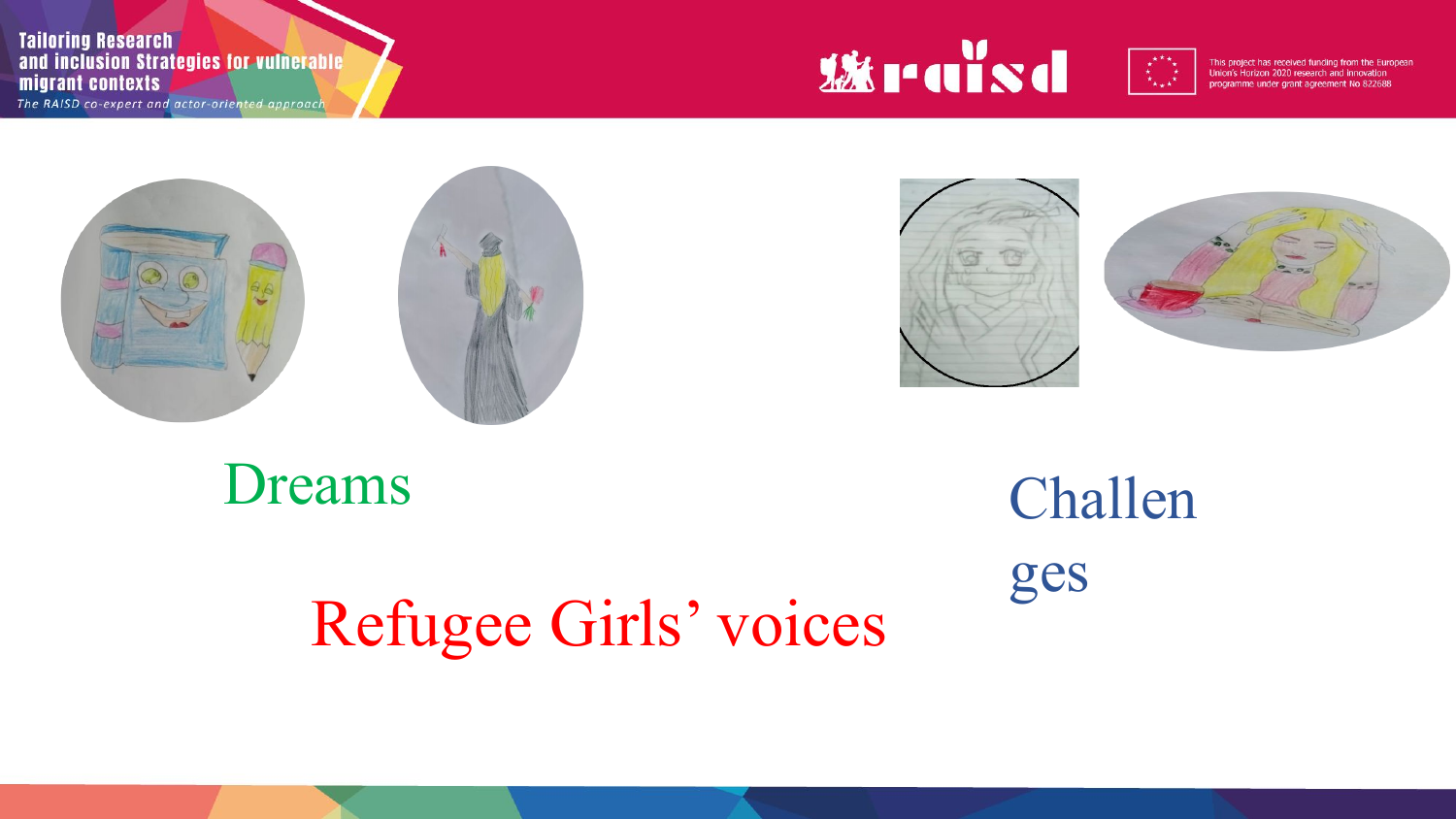Dreams

Challen
ges

Refugee Girls' voices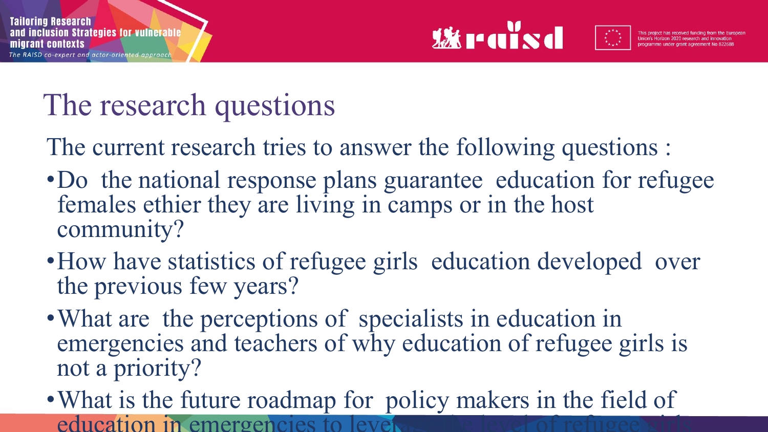# The research questions

The current research tries to answer the following questions :

- Do the national response plans guarantee education for refugee females ethier they are living in camps or in the host community?
- How have statistics of refugee girls education developed over the previous few years?
- What are the perceptions of specialists in education in emergencies and teachers of why education of refugee girls is not a priority?
- What is the future roadmap for policy makers in the field of education in emergencies to level the level of refugee girls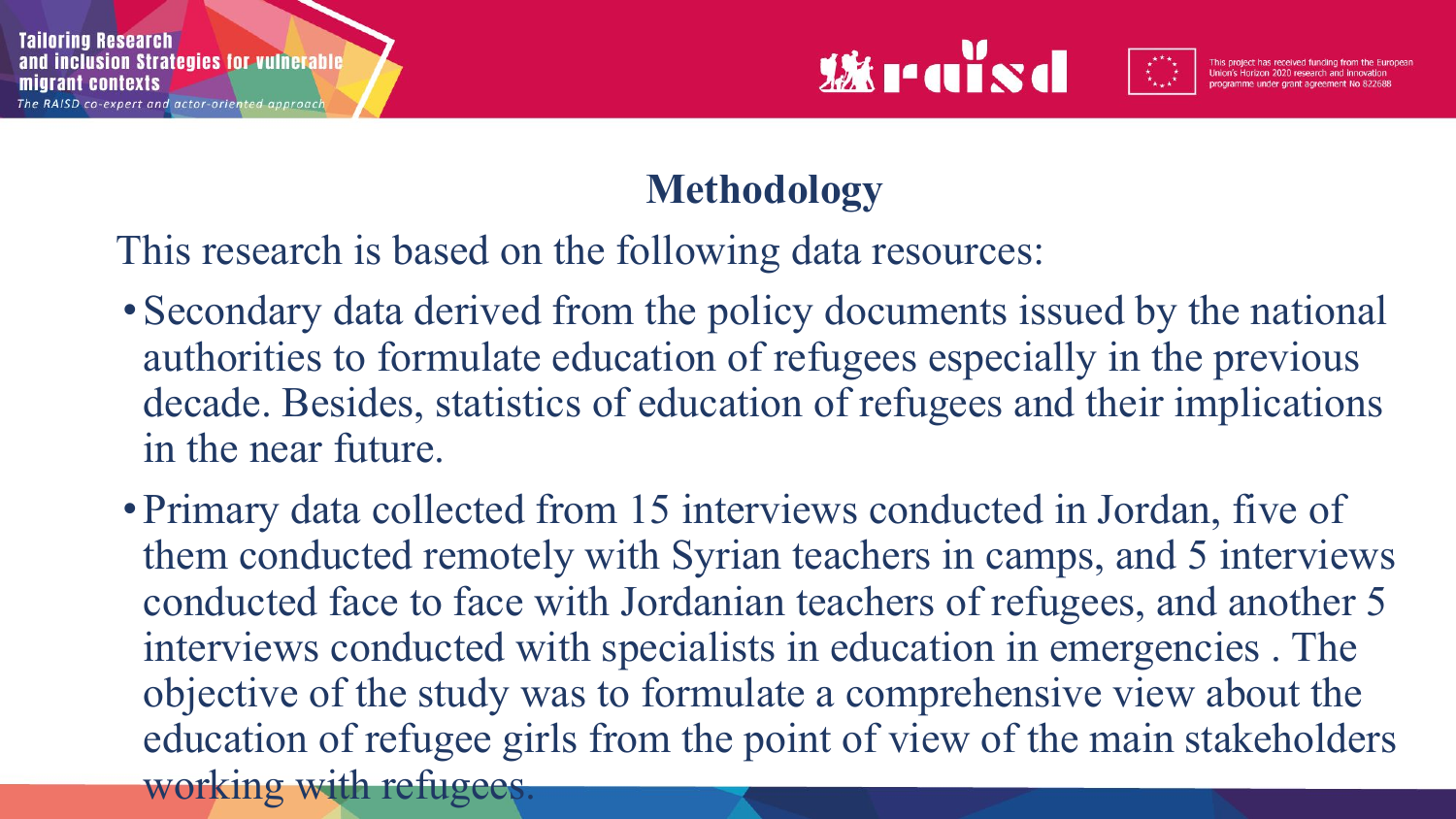# Methodology

This research is based on the following data resources:

- Secondary data derived from the policy documents issued by the national authorities to formulate education of refugees especially in the previous decade. Besides, statistics of education of refugees and their implications in the near future.
- Primary data collected from 15 interviews conducted in Jordan, five of them conducted remotely with Syrian teachers in camps, and 5 interviews conducted face to face with Jordanian teachers of refugees, and another 5 interviews conducted with specialists in education in emergencies . The objective of the study was to formulate a comprehensive view about the education of refugee girls from the point of view of the main stakeholders working with refugees.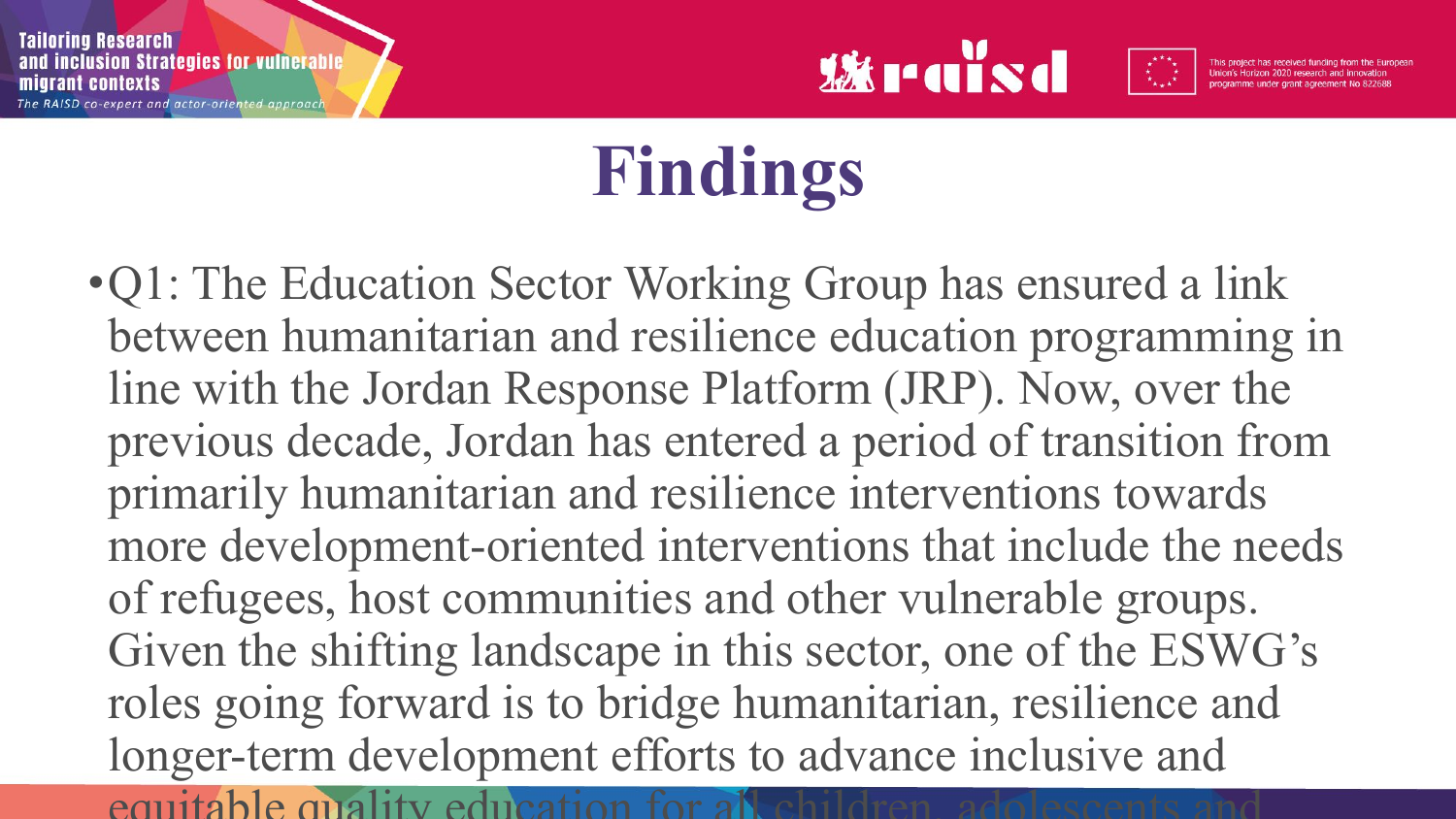# Findings

- Q1: The Education Sector Working Group has ensured a link between humanitarian and resilience education programming in line with the Jordan Response Platform (JRP). Now, over the previous decade, Jordan has entered a period of transition from primarily humanitarian and resilience interventions towards more development-oriented interventions that include the needs of refugees, host communities and other vulnerable groups. Given the shifting landscape in this sector, one of the ESWG's roles going forward is to bridge humanitarian, resilience and longer-term development efforts to advance inclusive and equitable quality education for all children, adolescents and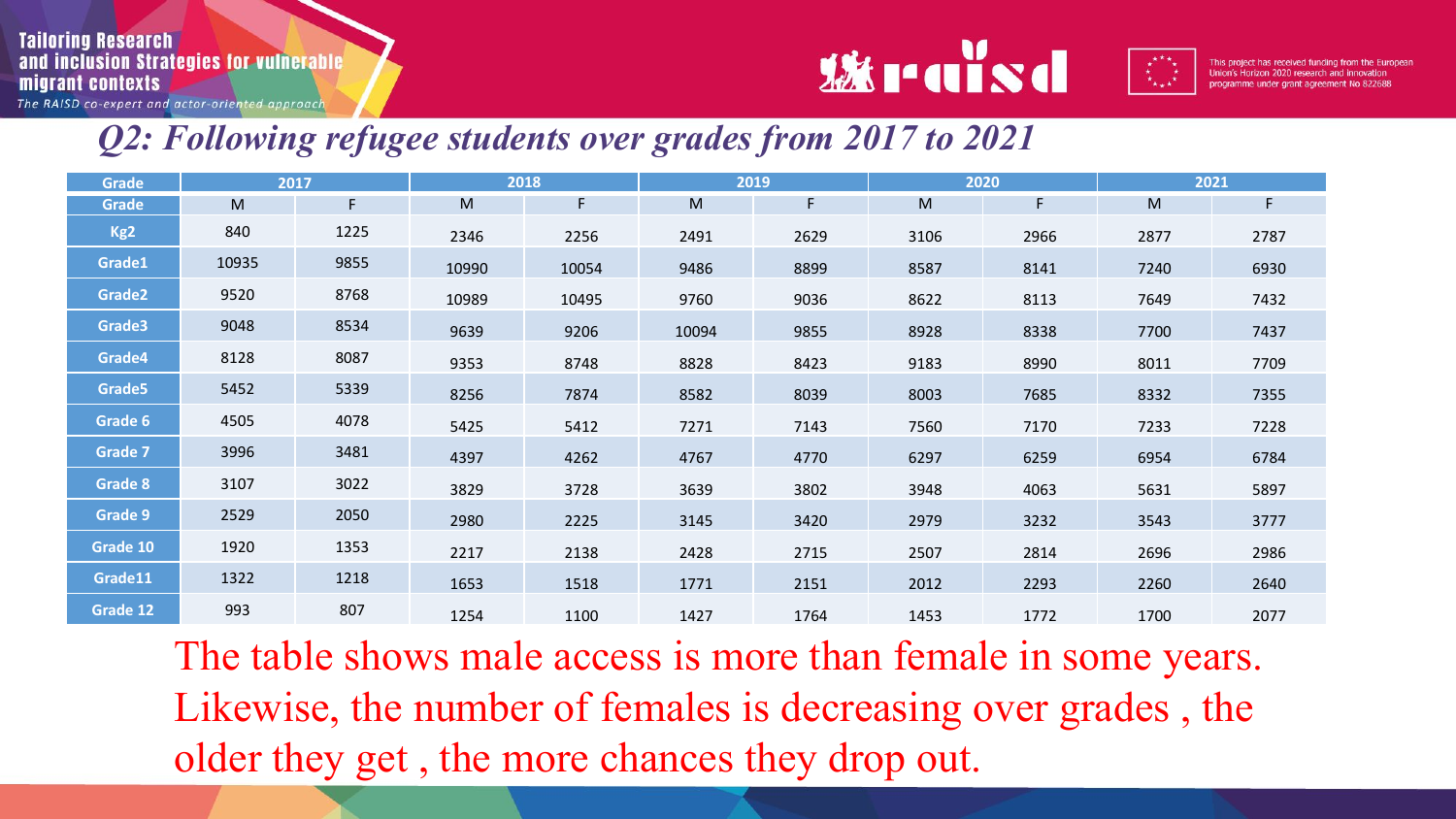## Q2: Following refugee students over grades from 2017 to 2021

| Grade | 2017 | | 2018 | | 2019 | | 2020 | | 2021 | |
|---|---|---|---|---|---|---|---|---|---|---|
| Grade | M | F | M | F | M | F | M | F | M | F |
| Kg2 | 840 | 1225 | 2346 | 2256 | 2491 | 2629 | 3106 | 2966 | 2877 | 2787 |
| Grade1 | 10935 | 9855 | 10990 | 10054 | 9486 | 8899 | 8587 | 8141 | 7240 | 6930 |
| Grade2 | 9520 | 8768 | 10989 | 10495 | 9760 | 9036 | 8622 | 8113 | 7649 | 7432 |
| Grade3 | 9048 | 8534 | 9639 | 9206 | 10094 | 9855 | 8928 | 8338 | 7700 | 7437 |
| Grade4 | 8128 | 8087 | 9353 | 8748 | 8828 | 8423 | 9183 | 8990 | 8011 | 7709 |
| Grade5 | 5452 | 5339 | 8256 | 7874 | 8582 | 8039 | 8003 | 7685 | 8332 | 7355 |
| Grade 6 | 4505 | 4078 | 5425 | 5412 | 7271 | 7143 | 7560 | 7170 | 7233 | 7228 |
| Grade 7 | 3996 | 3481 | 4397 | 4262 | 4767 | 4770 | 6297 | 6259 | 6954 | 6784 |
| Grade 8 | 3107 | 3022 | 3829 | 3728 | 3639 | 3802 | 3948 | 4063 | 5631 | 5897 |
| Grade 9 | 2529 | 2050 | 2980 | 2225 | 3145 | 3420 | 2979 | 3232 | 3543 | 3777 |
| Grade 10 | 1920 | 1353 | 2217 | 2138 | 2428 | 2715 | 2507 | 2814 | 2696 | 2986 |
| Grade11 | 1322 | 1218 | 1653 | 1518 | 1771 | 2151 | 2012 | 2293 | 2260 | 2640 |
| Grade 12 | 993 | 807 | 1254 | 1100 | 1427 | 1764 | 1453 | 1772 | 1700 | 2077 |

The table shows male access is more than female in some years. Likewise, the number of females is decreasing over grades , the older they get , the more chances they drop out.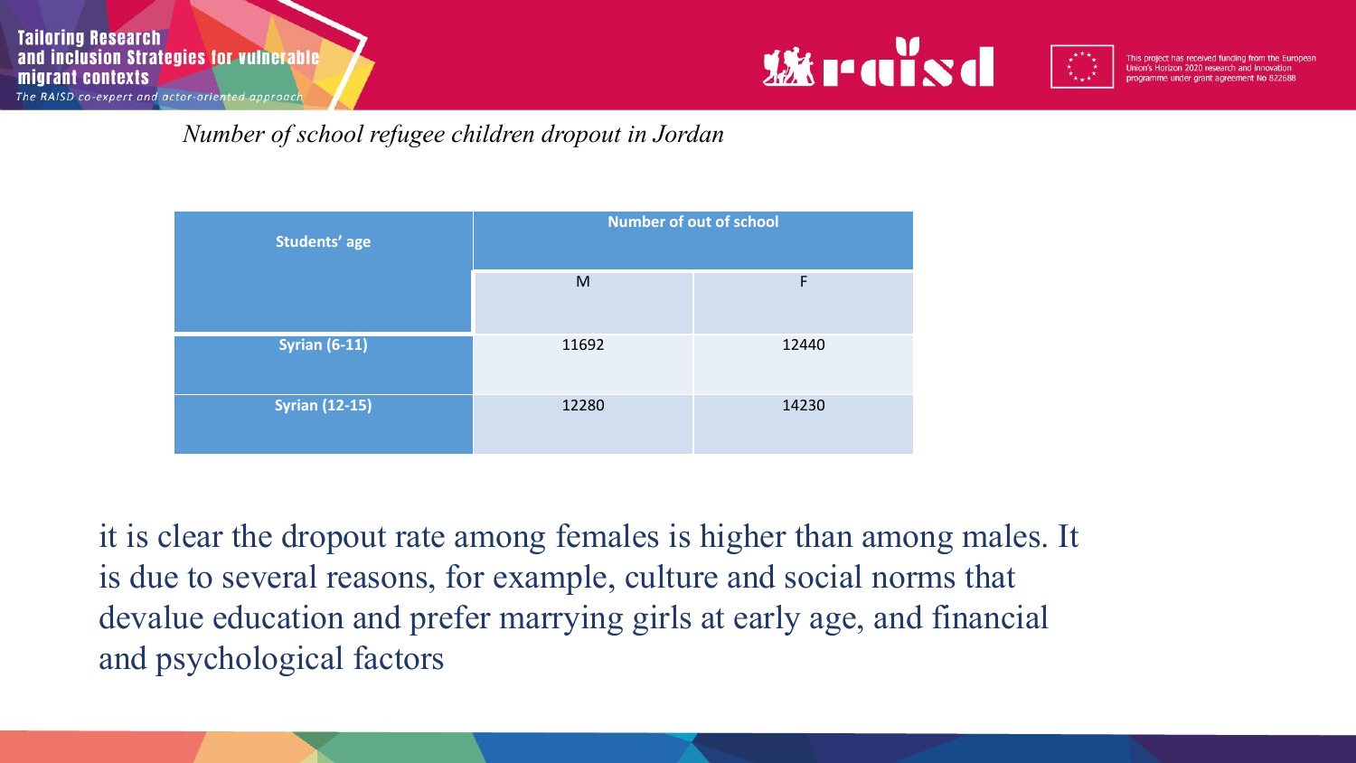*Number of school refugee children dropout in Jordan*

| Students' age | Number of out of school | |
|---|---|---|
| | M | F |
| Syrian (6-11) | 11692 | 12440 |
| Syrian (12-15) | 12280 | 14230 |

it is clear the dropout rate among females is higher than among males. It is due to several reasons, for example, culture and social norms that devalue education and prefer marrying girls at early age, and financial and psychological factors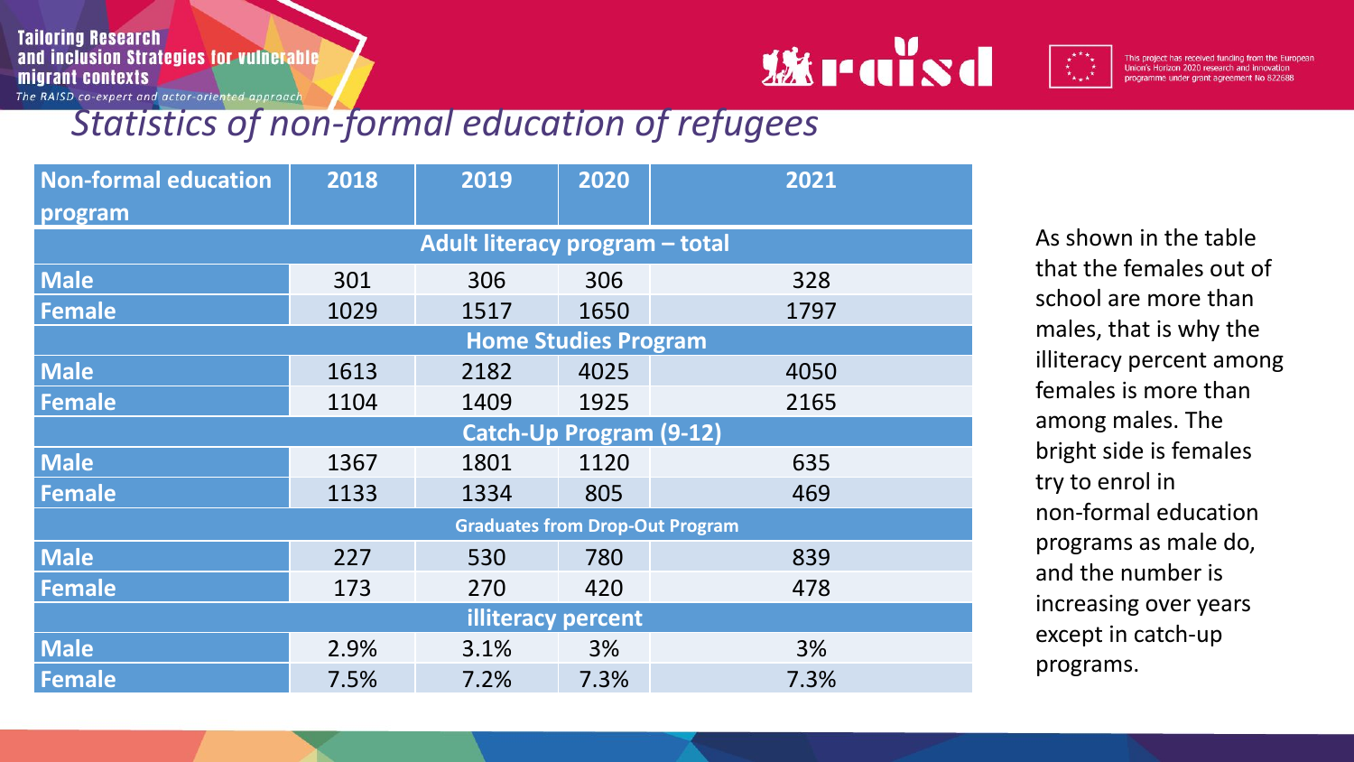# Statistics of non-formal education of refugees

| Non-formal education program | 2018 | 2019 | 2020 | 2021 |
|---|---|---|---|---|
| **Adult literacy program – total** | | | | |
| Male | 301 | 306 | 306 | 328 |
| Female | 1029 | 1517 | 1650 | 1797 |
| **Home Studies Program** | | | | |
| Male | 1613 | 2182 | 4025 | 4050 |
| Female | 1104 | 1409 | 1925 | 2165 |
| **Catch-Up Program (9-12)** | | | | |
| Male | 1367 | 1801 | 1120 | 635 |
| Female | 1133 | 1334 | 805 | 469 |
| **Graduates from Drop-Out Program** | | | | |
| Male | 227 | 530 | 780 | 839 |
| Female | 173 | 270 | 420 | 478 |
| **illiteracy percent** | | | | |
| Male | 2.9% | 3.1% | 3% | 3% |
| Female | 7.5% | 7.2% | 7.3% | 7.3% |

As shown in the table that the females out of school are more than males, that is why the illiteracy percent among females is more than among males. The bright side is females try to enrol in non-formal education programs as male do, and the number is increasing over years except in catch-up programs.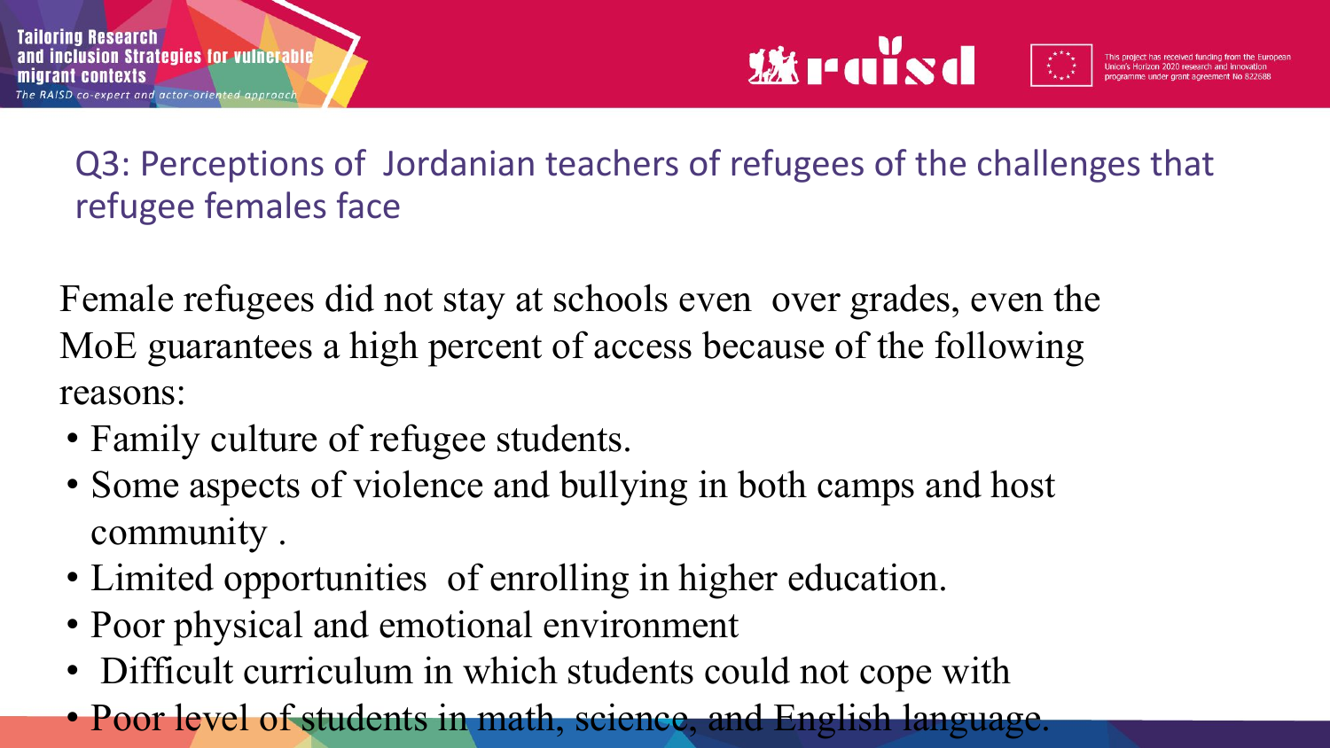## Q3: Perceptions of Jordanian teachers of refugees of the challenges that refugee females face

Female refugees did not stay at schools even over grades, even the MoE guarantees a high percent of access because of the following reasons:

- Family culture of refugee students.
- Some aspects of violence and bullying in both camps and host community .
- Limited opportunities of enrolling in higher education.
- Poor physical and emotional environment
- Difficult curriculum in which students could not cope with
- Poor level of students in math, science, and English language.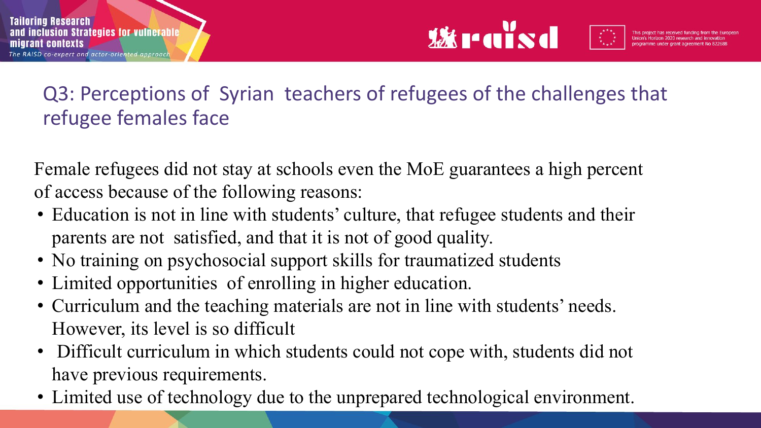## Q3: Perceptions of Syrian teachers of refugees of the challenges that refugee females face

Female refugees did not stay at schools even the MoE guarantees a high percent of access because of the following reasons:

- Education is not in line with students' culture, that refugee students and their parents are not satisfied, and that it is not of good quality.
- No training on psychosocial support skills for traumatized students
- Limited opportunities of enrolling in higher education.
- Curriculum and the teaching materials are not in line with students' needs. However, its level is so difficult
- Difficult curriculum in which students could not cope with, students did not have previous requirements.
- Limited use of technology due to the unprepared technological environment.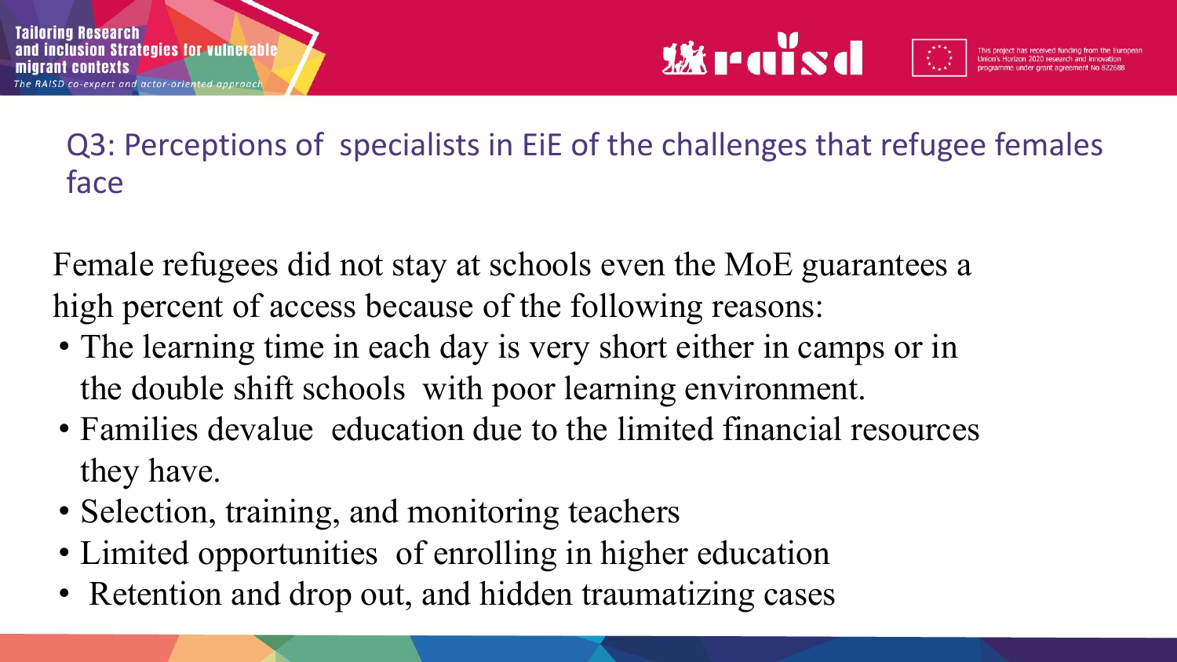## Q3: Perceptions of specialists in EiE of the challenges that refugee females face

Female refugees did not stay at schools even the MoE guarantees a high percent of access because of the following reasons:

- The learning time in each day is very short either in camps or in the double shift schools with poor learning environment.
- Families devalue education due to the limited financial resources they have.
- Selection, training, and monitoring teachers
- Limited opportunities of enrolling in higher education
- Retention and drop out, and hidden traumatizing cases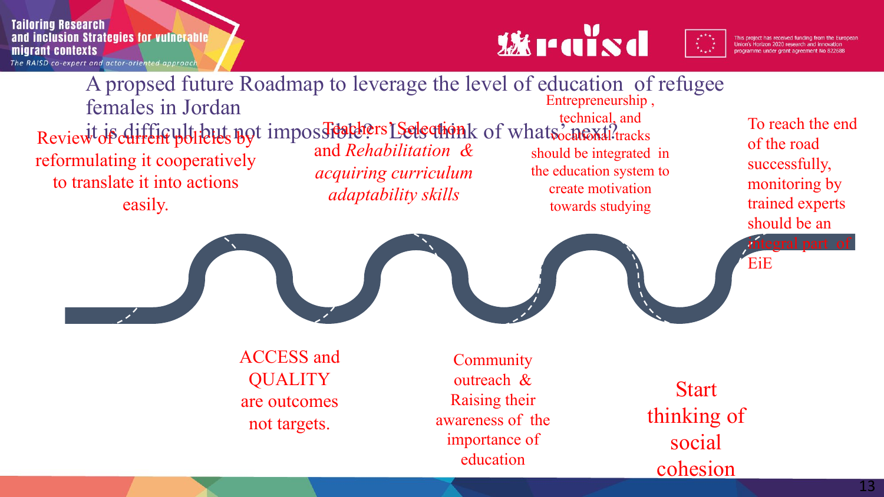# A propsed future Roadmap to leverage the level of education of refugee females in Jordan

it is difficult but not impossible? Lets think of whats' next?

Review of current policies by reformulating it cooperatively to translate it into actions easily.

Teachers' Selection and *Rehabilitation & acquiring curriculum adaptability skills*

Entrepreneurship , technical, and vocational tracks should be integrated in the education system to create motivation towards studying

To reach the end of the road successfully, monitoring by trained experts should be an integral part of EiE

ACCESS and QUALITY are outcomes not targets.

Community outreach & Raising their awareness of the importance of education

Start thinking of social cohesion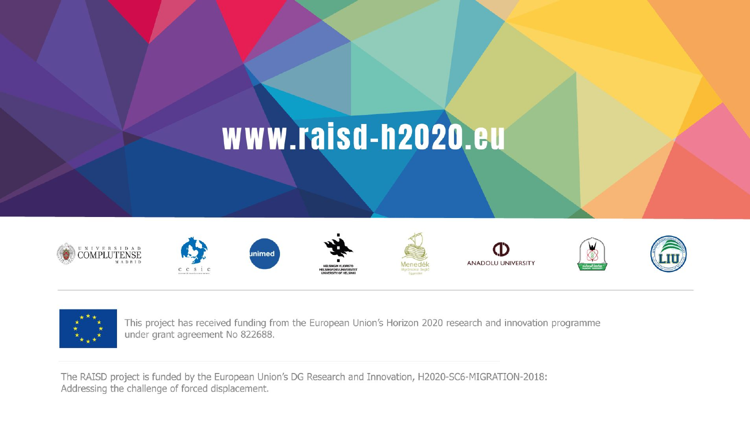www.raisd-h2020.eu

This project has received funding from the European Union's Horizon 2020 research and innovation programme under grant agreement No 822688.

The RAISD project is funded by the European Union's DG Research and Innovation, H2020-SC6-MIGRATION-2018: Addressing the challenge of forced displacement.